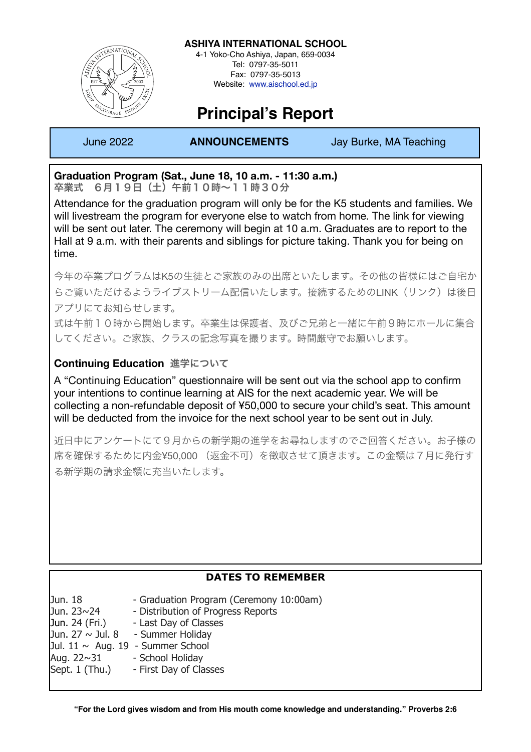**ASHIYA INTERNATIONAL SCHOOL**
4-1 Yoko-Cho Ashiya, Japan, 659-0034
Tel: 0797-35-5011
Fax: 0797-35-5013
Website: www.aischool.ed.jp

# Principal's Report

June 2022 | **ANNOUNCEMENTS** | Jay Burke, MA Teaching

**Graduation Program (Sat., June 18, 10 a.m. - 11:30 a.m.)**
**卒業式　6月１９日（土）午前１０時〜１１時３０分**

Attendance for the graduation program will only be for the K5 students and families. We will livestream the program for everyone else to watch from home. The link for viewing will be sent out later. The ceremony will begin at 10 a.m. Graduates are to report to the Hall at 9 a.m. with their parents and siblings for picture taking. Thank you for being on time.

今年の卒業プログラムはK5の生徒とご家族のみの出席といたします。その他の皆様にはご自宅からご覧いただけるようライブストリーム配信いたします。接続するためのLINK（リンク）は後日アプリにてお知らせします。
式は午前１０時から開始します。卒業生は保護者、及びご兄弟と一緒に午前９時にホールに集合してください。ご家族、クラスの記念写真を撮ります。時間厳守でお願いします。

**Continuing Education 進学について**

A "Continuing Education" questionnaire will be sent out via the school app to confirm your intentions to continue learning at AIS for the next academic year. We will be collecting a non-refundable deposit of ¥50,000 to secure your child's seat. This amount will be deducted from the invoice for the next school year to be sent out in July.

近日中にアンケートにて９月からの新学期の進学をお尋ねしますのでご回答ください。お子様の席を確保するために内金¥50,000 （返金不可）を徴収させて頂きます。この金額は７月に発行する新学期の請求金額に充当いたします。

**DATES TO REMEMBER**

| | |
|---|---|
| Jun. 18 | - Graduation Program (Ceremony 10:00am) |
| Jun. 23~24 | - Distribution of Progress Reports |
| Jun. 24 (Fri.) | - Last Day of Classes |
| Jun. 27 ~ Jul. 8 | - Summer Holiday |
| Jul. 11 ~ Aug. 19 | - Summer School |
| Aug. 22~31 | - School Holiday |
| Sept. 1 (Thu.) | - First Day of Classes |

**"For the Lord gives wisdom and from His mouth come knowledge and understanding." Proverbs 2:6**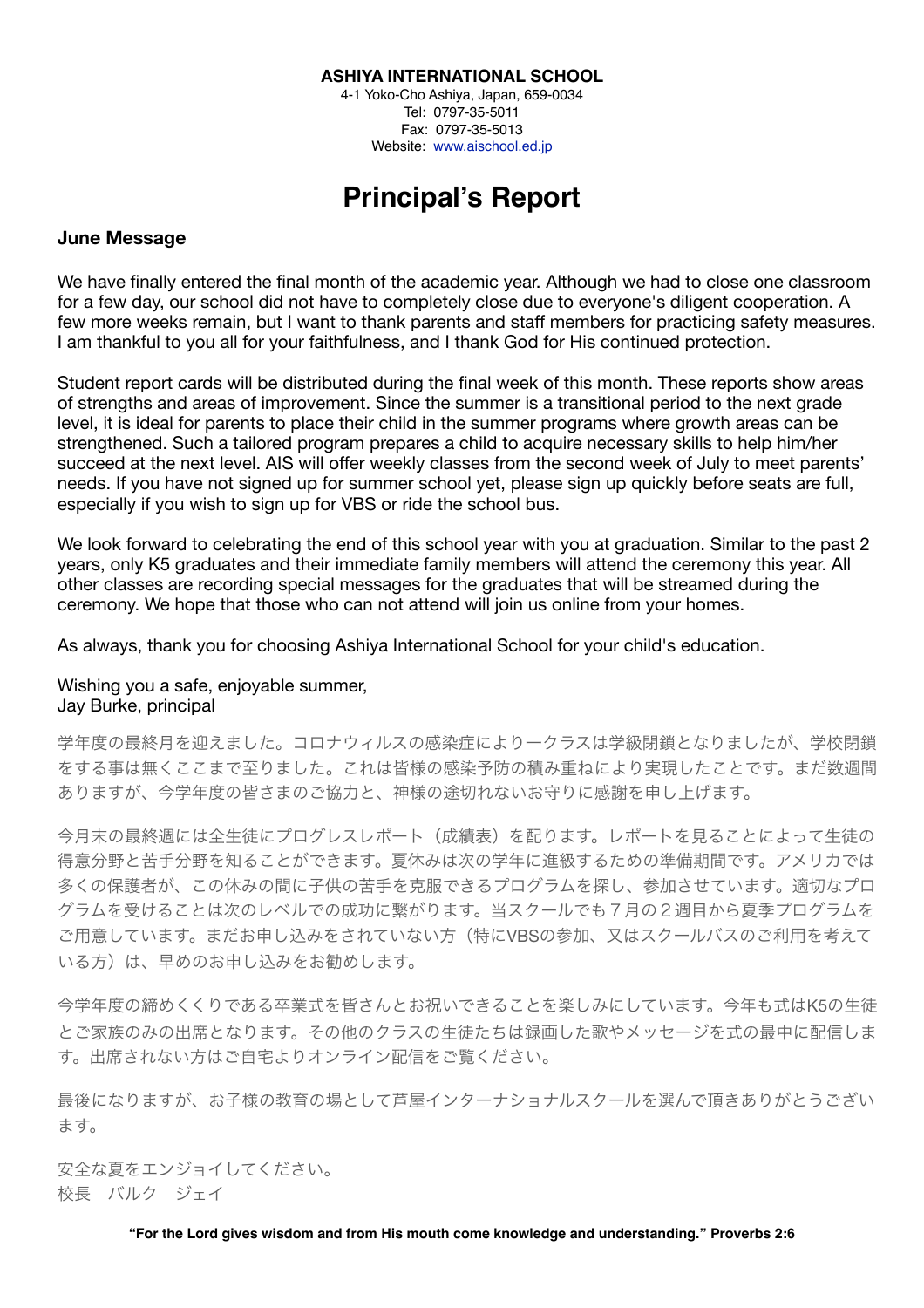**ASHIYA INTERNATIONAL SCHOOL**
4-1 Yoko-Cho Ashiya, Japan, 659-0034
Tel: 0797-35-5011
Fax: 0797-35-5013
Website: www.aischool.ed.jp

# Principal's Report

### June Message

We have finally entered the final month of the academic year. Although we had to close one classroom for a few day, our school did not have to completely close due to everyone's diligent cooperation. A few more weeks remain, but I want to thank parents and staff members for practicing safety measures. I am thankful to you all for your faithfulness, and I thank God for His continued protection.

Student report cards will be distributed during the final week of this month. These reports show areas of strengths and areas of improvement. Since the summer is a transitional period to the next grade level, it is ideal for parents to place their child in the summer programs where growth areas can be strengthened. Such a tailored program prepares a child to acquire necessary skills to help him/her succeed at the next level. AIS will offer weekly classes from the second week of July to meet parents' needs. If you have not signed up for summer school yet, please sign up quickly before seats are full, especially if you wish to sign up for VBS or ride the school bus.

We look forward to celebrating the end of this school year with you at graduation. Similar to the past 2 years, only K5 graduates and their immediate family members will attend the ceremony this year. All other classes are recording special messages for the graduates that will be streamed during the ceremony. We hope that those who can not attend will join us online from your homes.

As always, thank you for choosing Ashiya International School for your child's education.

Wishing you a safe, enjoyable summer,
Jay Burke, principal

学年度の最終月を迎えました。コロナウィルスの感染症により一クラスは学級閉鎖となりましたが、学校閉鎖をする事は無くここまで至りました。これは皆様の感染予防の積み重ねにより実現したことです。まだ数週間ありますが、今学年度の皆さまのご協力と、神様の途切れないお守りに感謝を申し上げます。

今月末の最終週には全生徒にプログレスレポート（成績表）を配ります。レポートを見ることによって生徒の得意分野と苦手分野を知ることができます。夏休みは次の学年に進級するための準備期間です。アメリカでは多くの保護者が、この休みの間に子供の苦手を克服できるプログラムを探し、参加させています。適切なプログラムを受けることは次のレベルでの成功に繋がります。当スクールでも７月の２週目から夏季プログラムをご用意しています。まだお申し込みをされていない方（特にVBSの参加、又はスクールバスのご利用を考えている方）は、早めのお申し込みをお勧めします。

今学年度の締めくくりである卒業式を皆さんとお祝いできることを楽しみにしています。今年も式はK5の生徒とご家族のみの出席となります。その他のクラスの生徒たちは録画した歌やメッセージを式の最中に配信します。出席されない方はご自宅よりオンライン配信をご覧ください。

最後になりますが、お子様の教育の場として芦屋インターナショナルスクールを選んで頂きありがとうございます。

安全な夏をエンジョイしてください。
校長　バルク　ジェイ

**"For the Lord gives wisdom and from His mouth come knowledge and understanding." Proverbs 2:6**